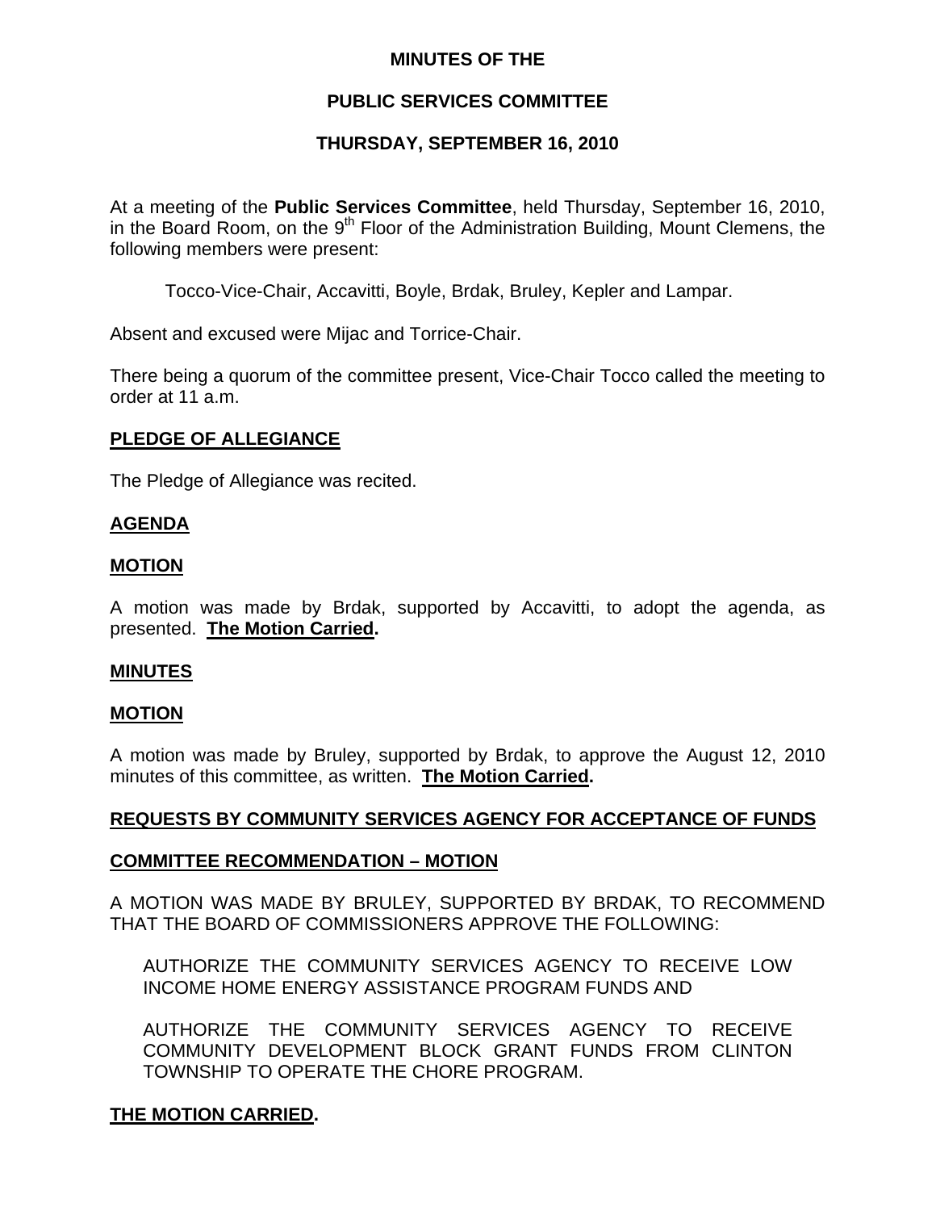# MINUTES OF THE

## PUBLIC SERVICES COMMITTEE

## THURSDAY, SEPTEMBER 16, 2010

At a meeting of the **Public Services Committee**, held Thursday, September 16, 2010, in the Board Room, on the 9th Floor of the Administration Building, Mount Clemens, the following members were present:

Tocco-Vice-Chair, Accavitti, Boyle, Brdak, Bruley, Kepler and Lampar.

Absent and excused were Mijac and Torrice-Chair.

There being a quorum of the committee present, Vice-Chair Tocco called the meeting to order at 11 a.m.

**PLEDGE OF ALLEGIANCE**

The Pledge of Allegiance was recited.

**AGENDA**

**MOTION**

A motion was made by Brdak, supported by Accavitti, to adopt the agenda, as presented. **The Motion Carried.**

**MINUTES**

**MOTION**

A motion was made by Bruley, supported by Brdak, to approve the August 12, 2010 minutes of this committee, as written. **The Motion Carried.**

**REQUESTS BY COMMUNITY SERVICES AGENCY FOR ACCEPTANCE OF FUNDS**

**COMMITTEE RECOMMENDATION – MOTION**

A MOTION WAS MADE BY BRULEY, SUPPORTED BY BRDAK, TO RECOMMEND THAT THE BOARD OF COMMISSIONERS APPROVE THE FOLLOWING:

AUTHORIZE THE COMMUNITY SERVICES AGENCY TO RECEIVE LOW INCOME HOME ENERGY ASSISTANCE PROGRAM FUNDS AND

AUTHORIZE THE COMMUNITY SERVICES AGENCY TO RECEIVE COMMUNITY DEVELOPMENT BLOCK GRANT FUNDS FROM CLINTON TOWNSHIP TO OPERATE THE CHORE PROGRAM.

**THE MOTION CARRIED.**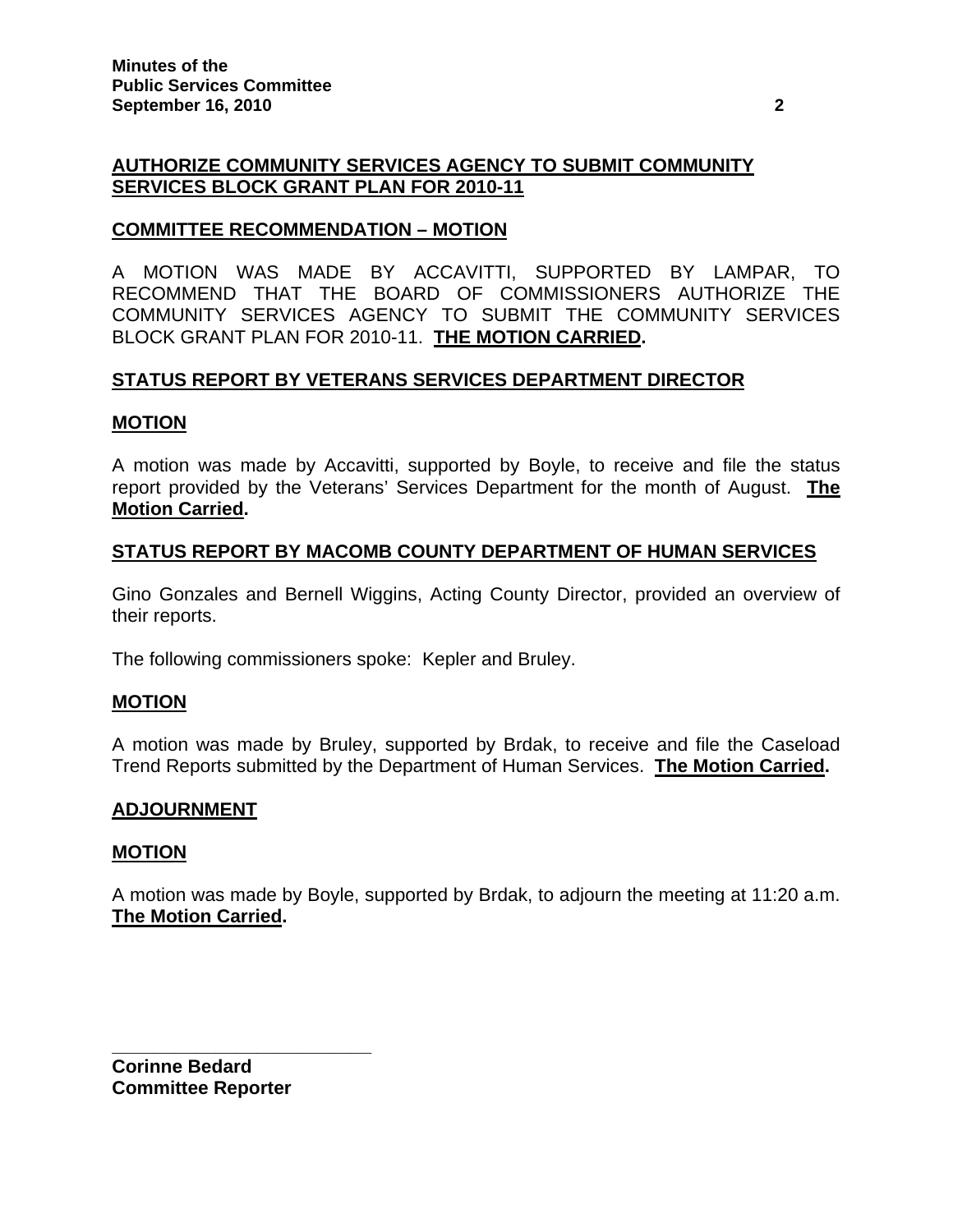**AUTHORIZE COMMUNITY SERVICES AGENCY TO SUBMIT COMMUNITY SERVICES BLOCK GRANT PLAN FOR 2010-11**

**COMMITTEE RECOMMENDATION – MOTION**

A MOTION WAS MADE BY ACCAVITTI, SUPPORTED BY LAMPAR, TO RECOMMEND THAT THE BOARD OF COMMISSIONERS AUTHORIZE THE COMMUNITY SERVICES AGENCY TO SUBMIT THE COMMUNITY SERVICES BLOCK GRANT PLAN FOR 2010-11. **THE MOTION CARRIED.**

**STATUS REPORT BY VETERANS SERVICES DEPARTMENT DIRECTOR**

**MOTION**

A motion was made by Accavitti, supported by Boyle, to receive and file the status report provided by the Veterans' Services Department for the month of August. **The Motion Carried.**

**STATUS REPORT BY MACOMB COUNTY DEPARTMENT OF HUMAN SERVICES**

Gino Gonzales and Bernell Wiggins, Acting County Director, provided an overview of their reports.

The following commissioners spoke: Kepler and Bruley.

**MOTION**

A motion was made by Bruley, supported by Brdak, to receive and file the Caseload Trend Reports submitted by the Department of Human Services. **The Motion Carried.**

**ADJOURNMENT**

**MOTION**

A motion was made by Boyle, supported by Brdak, to adjourn the meeting at 11:20 a.m. **The Motion Carried.**

\_\_\_\_\_\_\_\_\_\_\_\_\_\_\_\_\_\_\_\_\_\_\_\_\_\_

**Corinne Bedard**
**Committee Reporter**